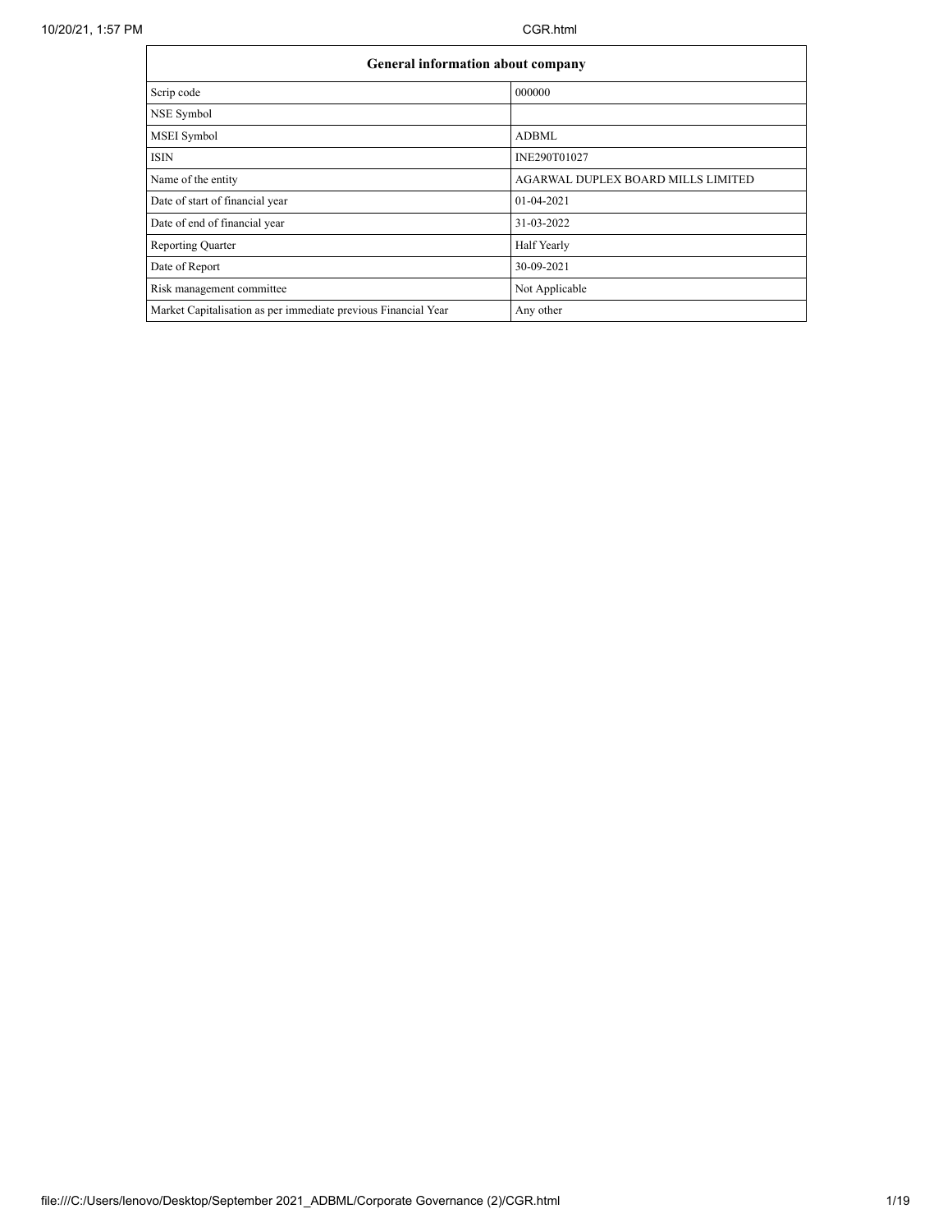| General information about company | |
|---|---|
| Scrip code | 000000 |
| NSE Symbol | |
| MSEI Symbol | ADBML |
| ISIN | INE290T01027 |
| Name of the entity | AGARWAL DUPLEX BOARD MILLS LIMITED |
| Date of start of financial year | 01-04-2021 |
| Date of end of financial year | 31-03-2022 |
| Reporting Quarter | Half Yearly |
| Date of Report | 30-09-2021 |
| Risk management committee | Not Applicable |
| Market Capitalisation as per immediate previous Financial Year | Any other |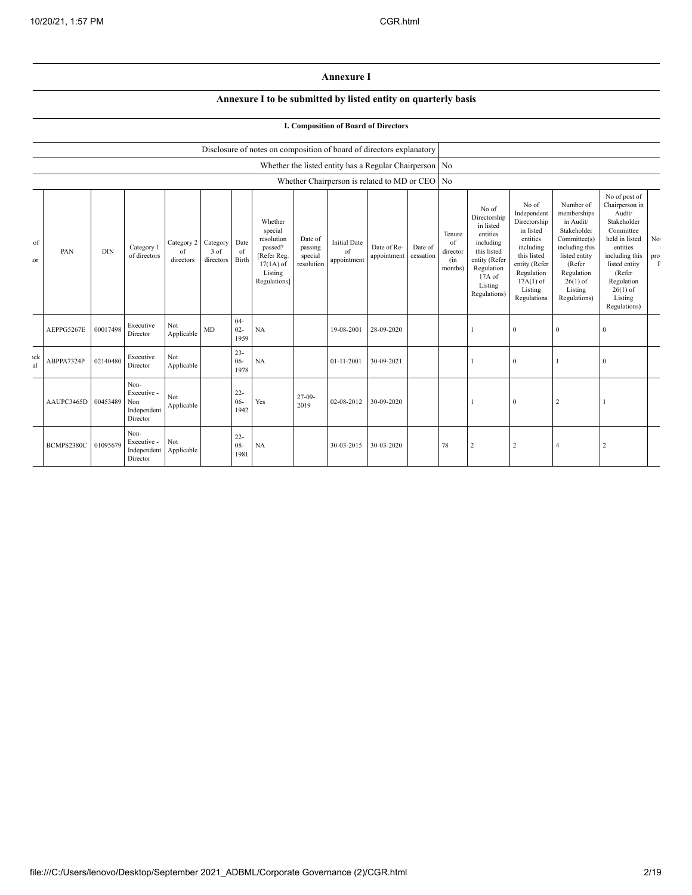# Annexure I

## Annexure I to be submitted by listed entity on quarterly basis

### I. Composition of Board of Directors

| Disclosure of notes on composition of board of directors explanatory | |
|---|---|
| Whether the listed entity has a Regular Chairperson | No |
| Whether Chairperson is related to MD or CEO | No |

| of or | PAN | DIN | Category 1 of directors | Category 2 of directors | Category 3 of directors | Date of Birth | Whether special resolution passed? [Refer Reg. 17(1A) of Listing Regulations] | Date of passing special resolution | Initial Date of appointment | Date of Re-appointment | Date of cessation | Tenure of director (in months) | No of Directorship in listed entities including this listed entity (Refer Regulation 17A of Listing Regulations) | No of Independent Directorship in listed entities including this listed entity (Refer Regulation 17A(1) of Listing Regulations | Number of memberships in Audit/ Stakeholder Committee(s) including this listed entity (Refer Regulation 26(1) of Listing Regulations) | No of post of Chairperson in Audit/ Stakeholder Committee held in listed entities including this listed entity (Refer Regulation 26(1) of Listing Regulations) | No pro F |
|---|---|---|---|---|---|---|---|---|---|---|---|---|---|---|---|---|---|
| | AEPPG5267E | 00017498 | Executive Director | Not Applicable | MD | 04-02-1959 | NA | | 19-08-2001 | 28-09-2020 | | | 1 | 0 | 0 | 0 | |
| ıek al | ABPPA7324P | 02140480 | Executive Director | Not Applicable | | 23-06-1978 | NA | | 01-11-2001 | 30-09-2021 | | | 1 | 0 | 1 | 0 | |
| | AAUPC3465D | 00453489 | Non-Executive - Non Independent Director | Not Applicable | | 22-06-1942 | Yes | 27-09-2019 | 02-08-2012 | 30-09-2020 | | | 1 | 0 | 2 | 1 | |
| | BCMPS2380C | 01095679 | Non-Executive - Independent Director | Not Applicable | | 22-08-1981 | NA | | 30-03-2015 | 30-03-2020 | | 78 | 2 | 2 | 4 | 2 | |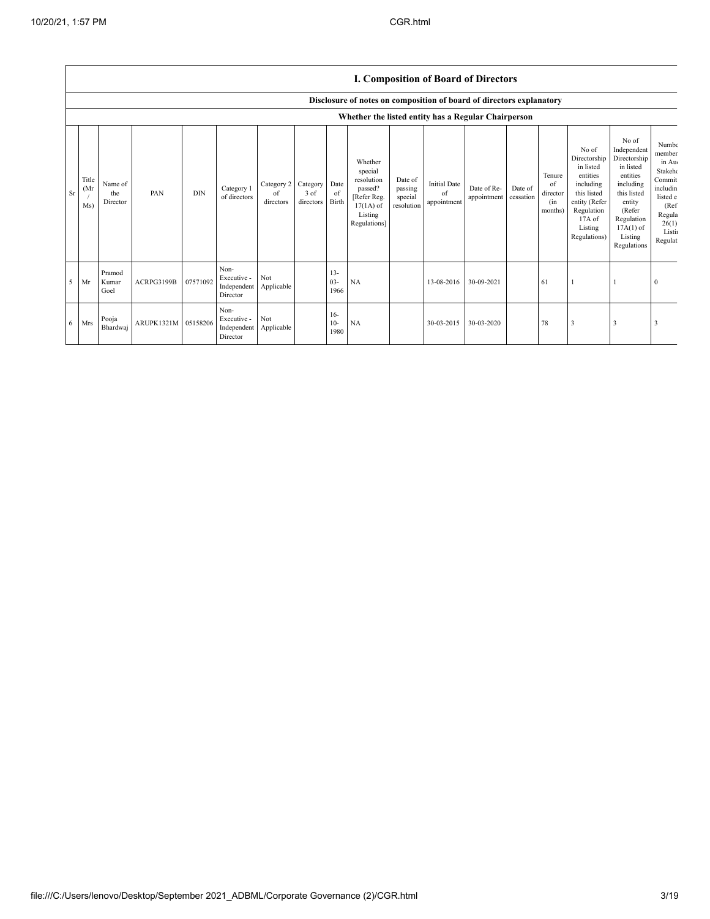## I. Composition of Board of Directors

### Disclosure of notes on composition of board of directors explanatory

### Whether the listed entity has a Regular Chairperson

| Sr | Title (Mr / Ms) | Name of the Director | PAN | DIN | Category 1 of directors | Category 2 of directors | Category 3 of directors | Date of Birth | Whether special resolution passed? [Refer Reg. 17(1A) of Listing Regulations] | Date of passing special resolution | Initial Date of appointment | Date of Re-appointment | Date of cessation | Tenure of director (in months) | No of Directorship in listed entities including this listed entity (Refer Regulation 17A of Listing Regulations) | No of Independent Directorship in listed entities including this listed entity (Refer Regulation 17A(1) of Listing Regulations | Number of memberships in Audit/ Stakeholder Committee(s) including this listed entity (Refer Regulation 26(1) of Listing Regulations) |
|---|---|---|---|---|---|---|---|---|---|---|---|---|---|---|---|---|---|
| 5 | Mr | Pramod Kumar Goel | ACRPG3199B | 07571092 | Non-Executive - Independent Director | Not Applicable | | 13-03-1966 | NA | | 13-08-2016 | 30-09-2021 | | 61 | 1 | 1 | 0 |
| 6 | Mrs | Pooja Bhardwaj | ARUPK1321M | 05158206 | Non-Executive - Independent Director | Not Applicable | | 16-10-1980 | NA | | 30-03-2015 | 30-03-2020 | | 78 | 3 | 3 | 3 |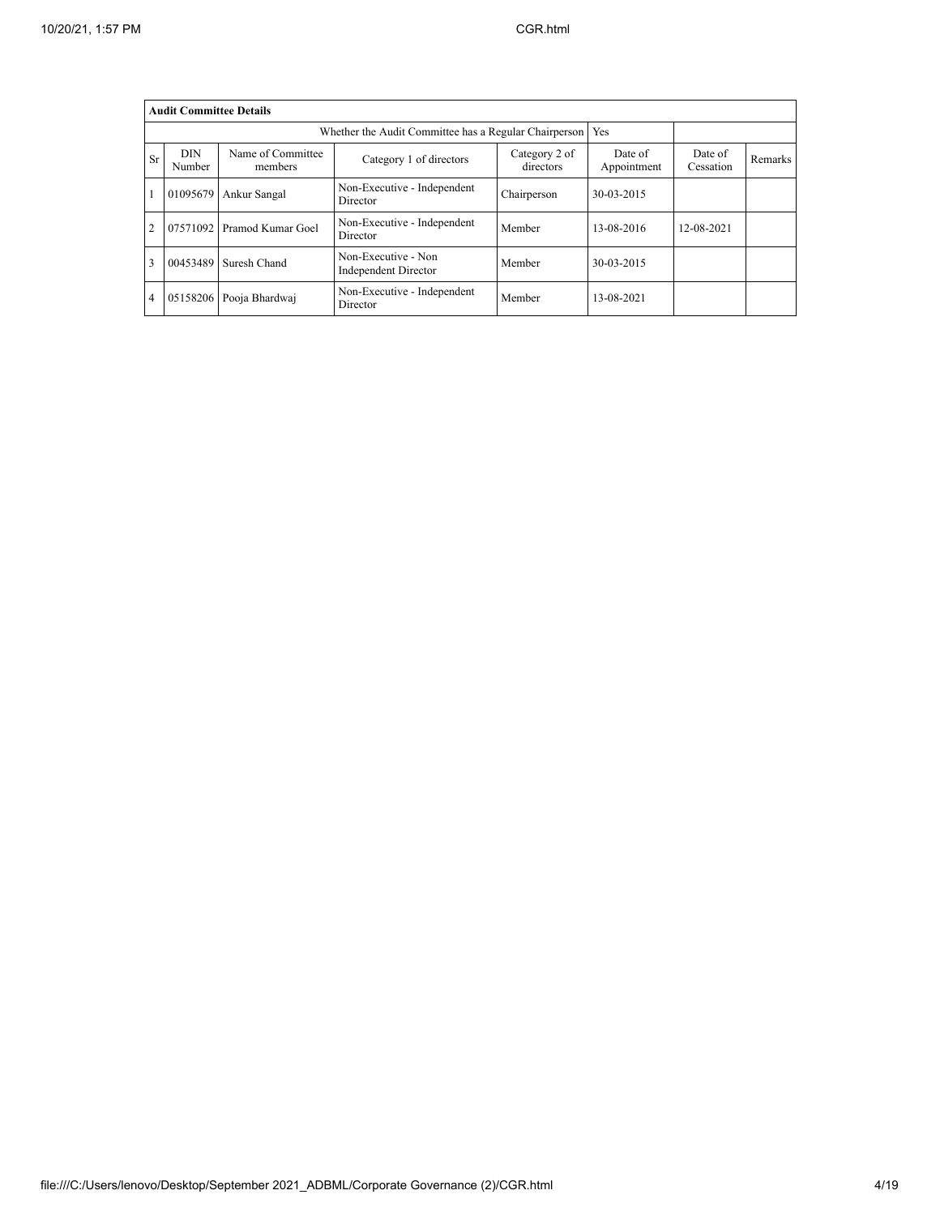| Audit Committee Details | | | | | | | |
|---|---|---|---|---|---|---|---|
| Whether the Audit Committee has a Regular Chairperson | | | | | Yes | | |
| Sr | DIN Number | Name of Committee members | Category 1 of directors | Category 2 of directors | Date of Appointment | Date of Cessation | Remarks |
| 1 | 01095679 | Ankur Sangal | Non-Executive - Independent Director | Chairperson | 30-03-2015 | | |
| 2 | 07571092 | Pramod Kumar Goel | Non-Executive - Independent Director | Member | 13-08-2016 | 12-08-2021 | |
| 3 | 00453489 | Suresh Chand | Non-Executive - Non Independent Director | Member | 30-03-2015 | | |
| 4 | 05158206 | Pooja Bhardwaj | Non-Executive - Independent Director | Member | 13-08-2021 | | |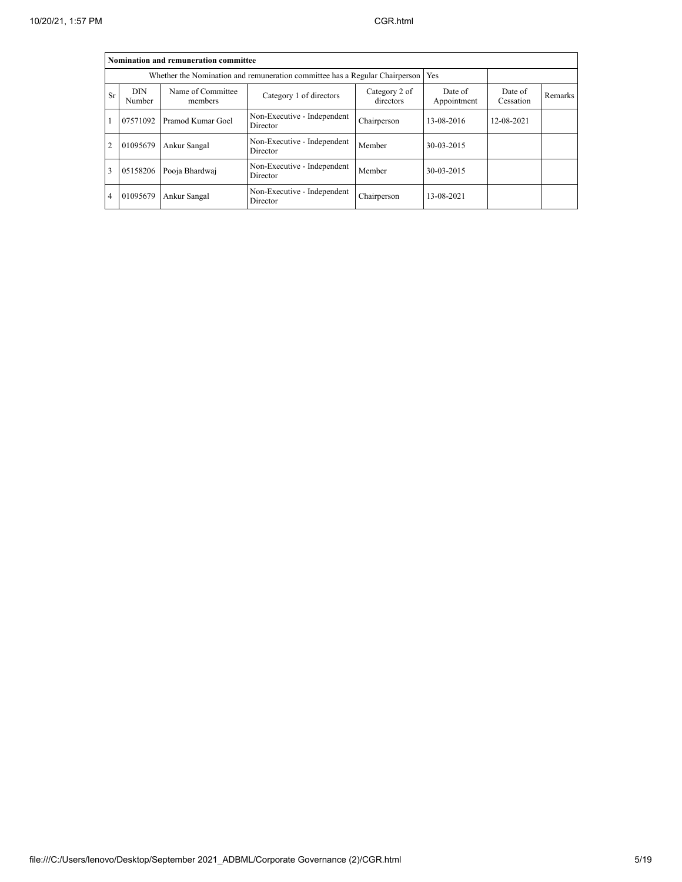| Nomination and remuneration committee | | | | | | | |
|---|---|---|---|---|---|---|---|
| Whether the Nomination and remuneration committee has a Regular Chairperson | | | | | Yes | | |
| Sr | DIN Number | Name of Committee members | Category 1 of directors | Category 2 of directors | Date of Appointment | Date of Cessation | Remarks |
| 1 | 07571092 | Pramod Kumar Goel | Non-Executive - Independent Director | Chairperson | 13-08-2016 | 12-08-2021 | |
| 2 | 01095679 | Ankur Sangal | Non-Executive - Independent Director | Member | 30-03-2015 | | |
| 3 | 05158206 | Pooja Bhardwaj | Non-Executive - Independent Director | Member | 30-03-2015 | | |
| 4 | 01095679 | Ankur Sangal | Non-Executive - Independent Director | Chairperson | 13-08-2021 | | |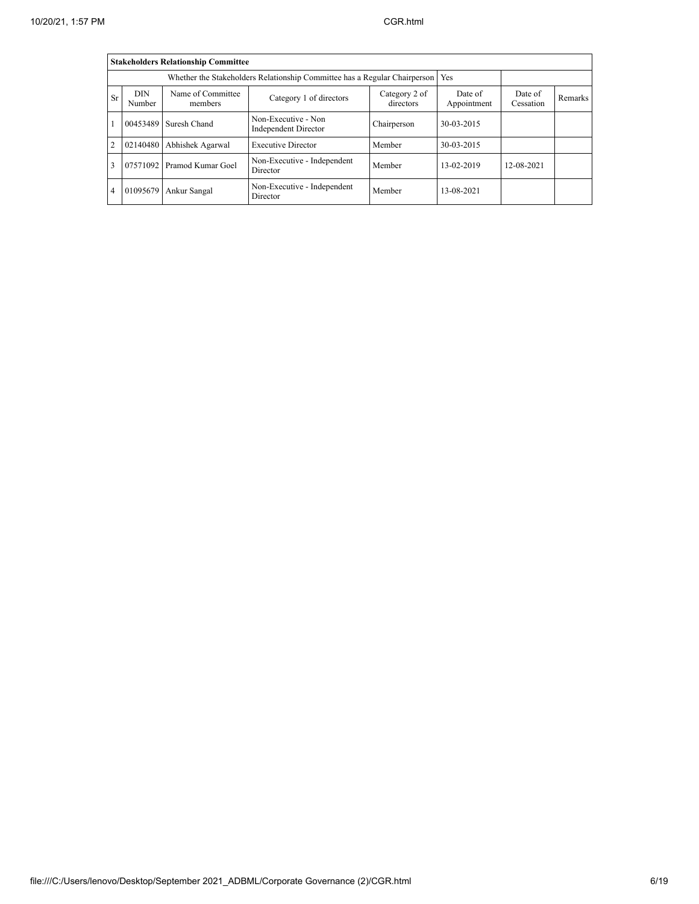| **Stakeholders Relationship Committee** | | | | | | | |
|---|---|---|---|---|---|---|---|
| Whether the Stakeholders Relationship Committee has a Regular Chairperson | | | | | Yes | | |
| Sr | DIN Number | Name of Committee members | Category 1 of directors | Category 2 of directors | Date of Appointment | Date of Cessation | Remarks |
| 1 | 00453489 | Suresh Chand | Non-Executive - Non Independent Director | Chairperson | 30-03-2015 | | |
| 2 | 02140480 | Abhishek Agarwal | Executive Director | Member | 30-03-2015 | | |
| 3 | 07571092 | Pramod Kumar Goel | Non-Executive - Independent Director | Member | 13-02-2019 | 12-08-2021 | |
| 4 | 01095679 | Ankur Sangal | Non-Executive - Independent Director | Member | 13-08-2021 | | |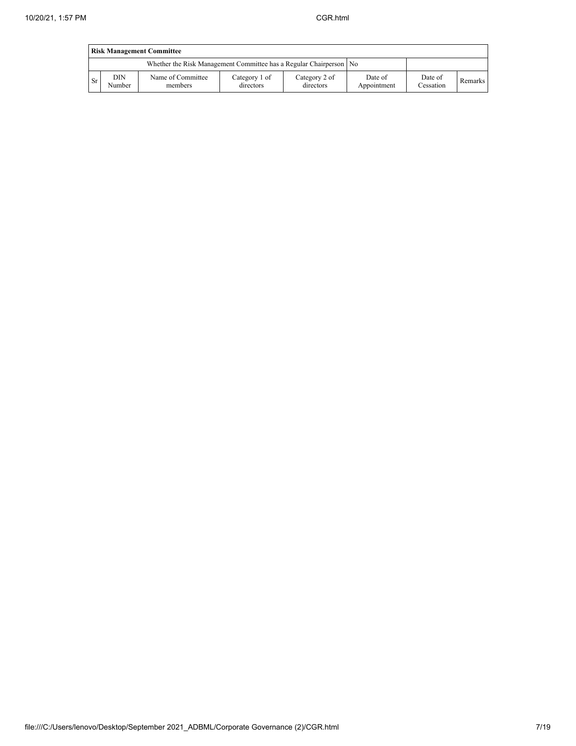| Risk Management Committee | | | | | | | |
|---|---|---|---|---|---|---|---|
| Whether the Risk Management Committee has a Regular Chairperson | | | | | No | | |
| Sr | DIN Number | Name of Committee members | Category 1 of directors | Category 2 of directors | Date of Appointment | Date of Cessation | Remarks |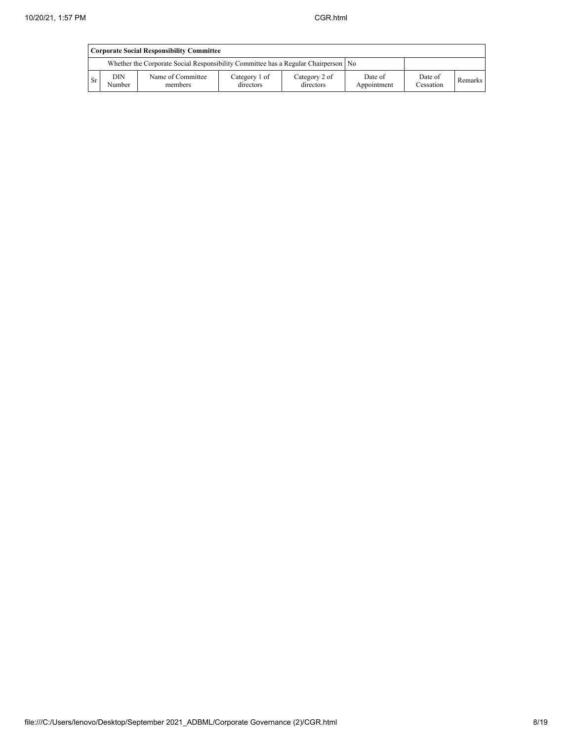| Corporate Social Responsibility Committee | | | | | | | |
|---|---|---|---|---|---|---|---|
| | Whether the Corporate Social Responsibility Committee has a Regular Chairperson | | | | No | | |
| Sr | DIN Number | Name of Committee members | Category 1 of directors | Category 2 of directors | Date of Appointment | Date of Cessation | Remarks |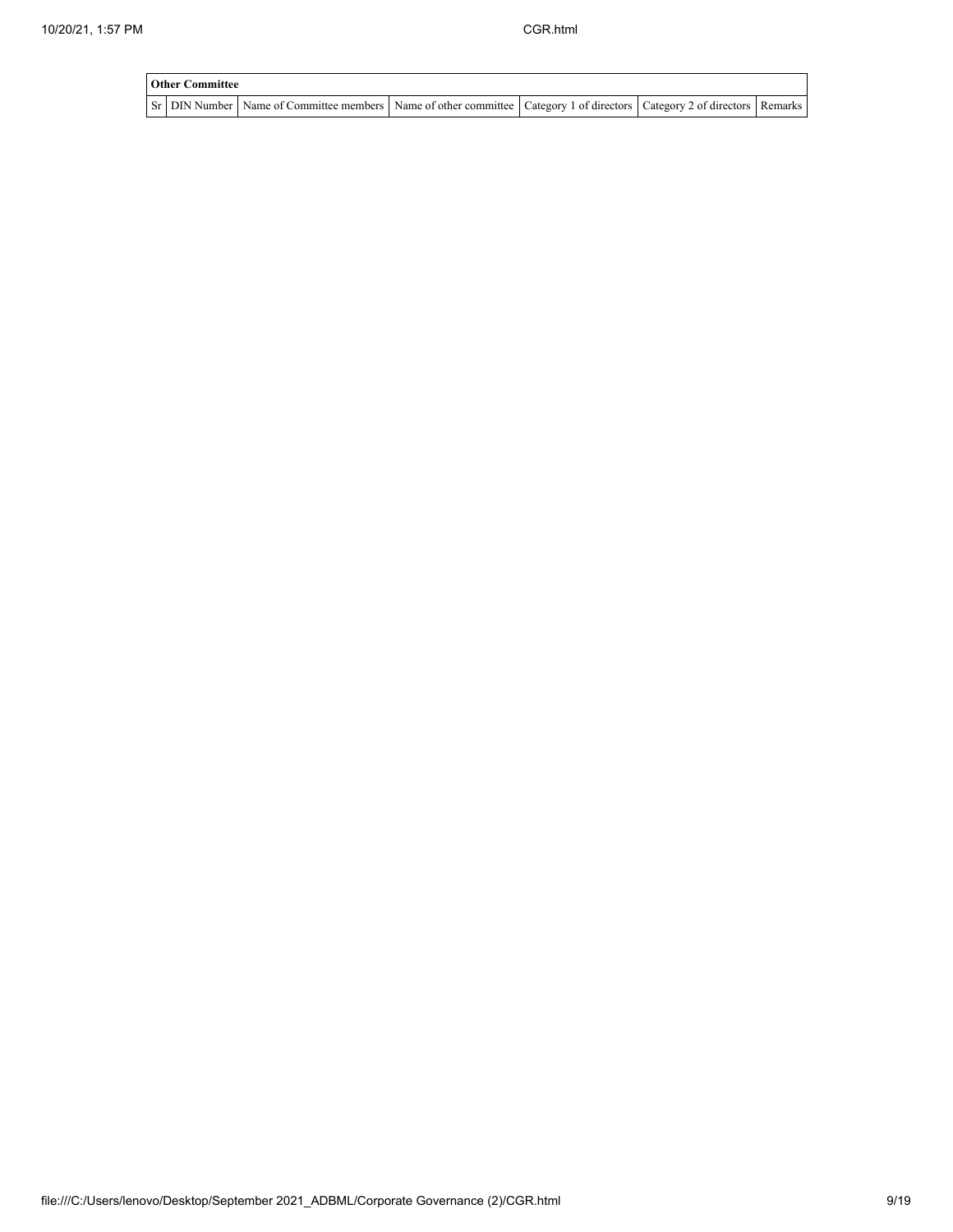**Other Committee**

| Sr | DIN Number | Name of Committee members | Name of other committee | Category 1 of directors | Category 2 of directors | Remarks |
|---|---|---|---|---|---|---|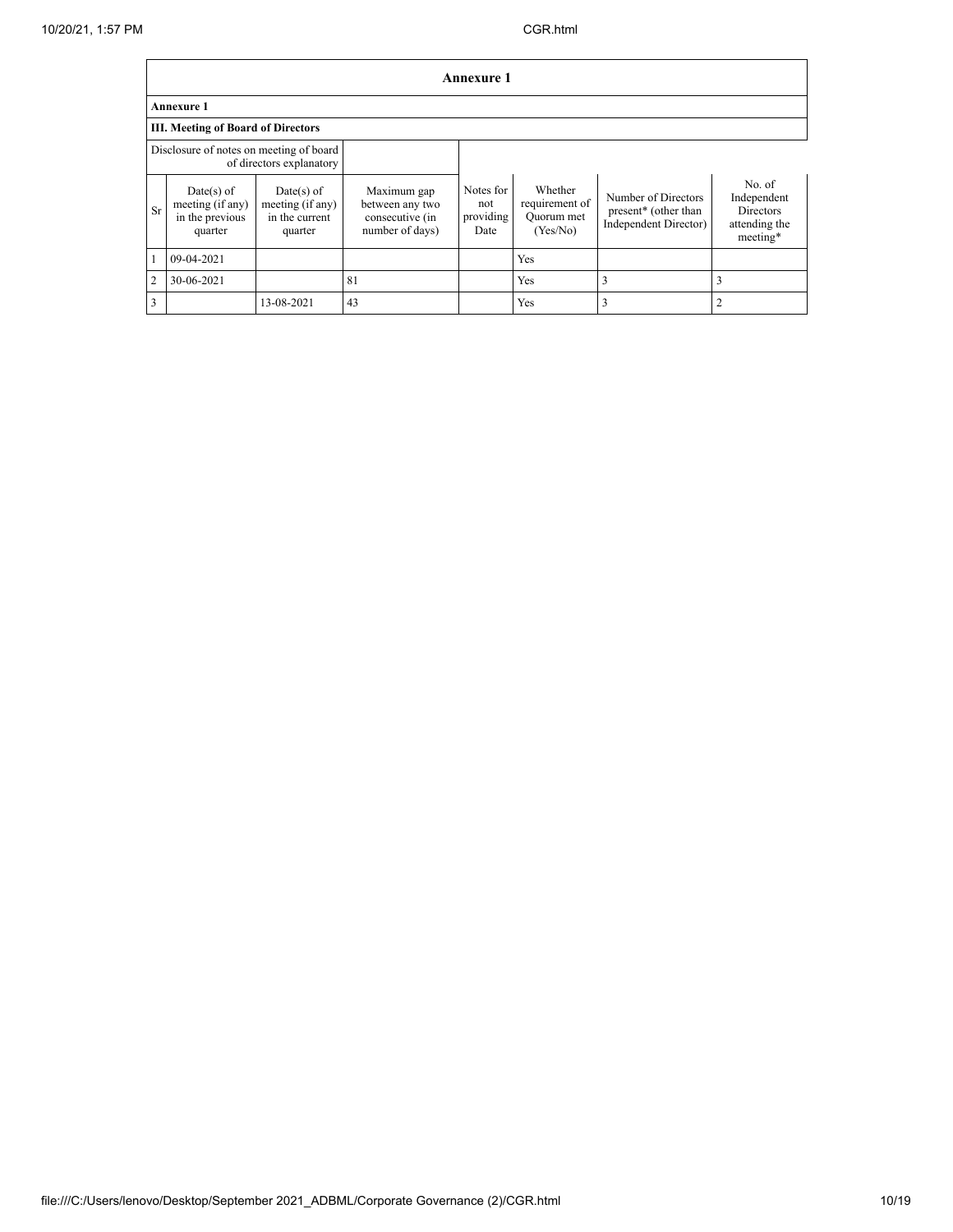## Annexure 1

### Annexure 1

### III. Meeting of Board of Directors

| Disclosure of notes on meeting of board of directors explanatory | | | | | | | |
|---|---|---|---|---|---|---|---|
| Sr | Date(s) of meeting (if any) in the previous quarter | Date(s) of meeting (if any) in the current quarter | Maximum gap between any two consecutive (in number of days) | Notes for not providing Date | Whether requirement of Quorum met (Yes/No) | Number of Directors present* (other than Independent Director) | No. of Independent Directors attending the meeting* |
| 1 | 09-04-2021 | | | | Yes | | |
| 2 | 30-06-2021 | | 81 | | Yes | 3 | 3 |
| 3 | | 13-08-2021 | 43 | | Yes | 3 | 2 |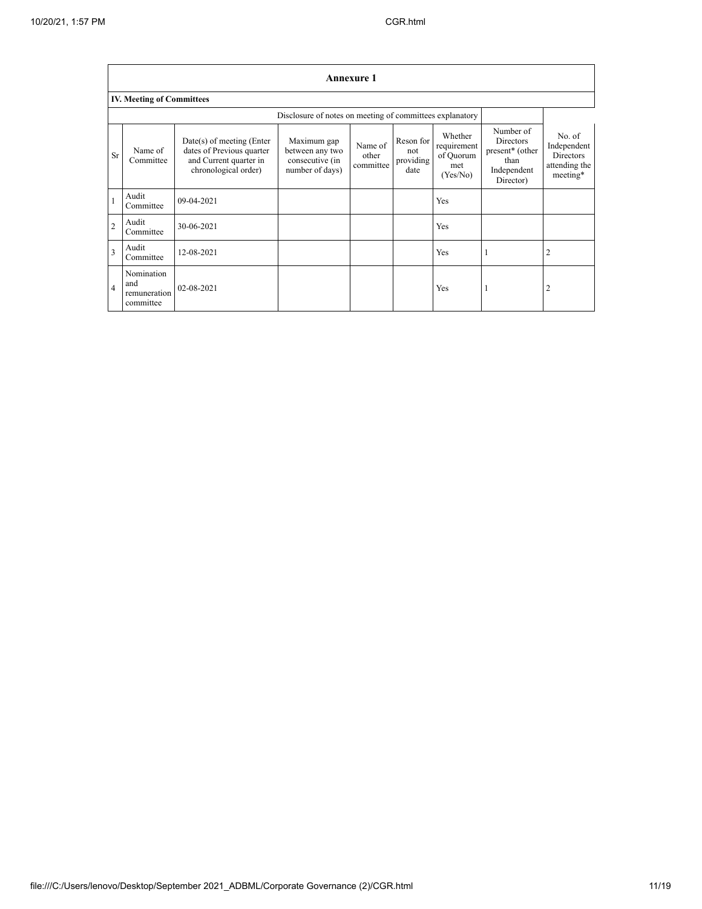| Annexure 1 | | | | | | | | |
|---|---|---|---|---|---|---|---|---|
| **IV. Meeting of Committees** | | | | | | | | |
| Disclosure of notes on meeting of committees explanatory | | | | | | | | |
| Sr | Name of Committee | Date(s) of meeting (Enter dates of Previous quarter and Current quarter in chronological order) | Maximum gap between any two consecutive (in number of days) | Name of other committee | Reson for not providing date | Whether requirement of Quorum met (Yes/No) | Number of Directors present* (other than Independent Director) | No. of Independent Directors attending the meeting* |
| 1 | Audit Committee | 09-04-2021 | | | | Yes | | |
| 2 | Audit Committee | 30-06-2021 | | | | Yes | | |
| 3 | Audit Committee | 12-08-2021 | | | | Yes | 1 | 2 |
| 4 | Nomination and remuneration committee | 02-08-2021 | | | | Yes | 1 | 2 |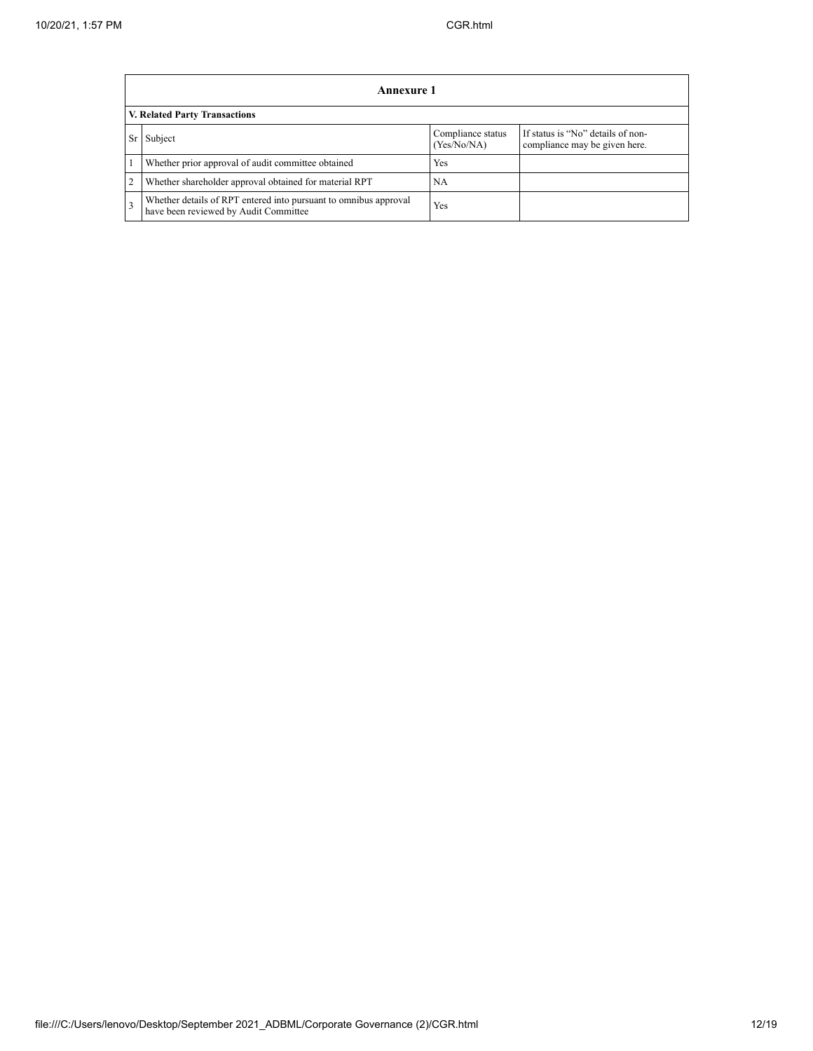## Annexure 1

### V. Related Party Transactions

| Sr | Subject | Compliance status (Yes/No/NA) | If status is "No" details of non-compliance may be given here. |
|---|---|---|---|
| 1 | Whether prior approval of audit committee obtained | Yes | |
| 2 | Whether shareholder approval obtained for material RPT | NA | |
| 3 | Whether details of RPT entered into pursuant to omnibus approval have been reviewed by Audit Committee | Yes | |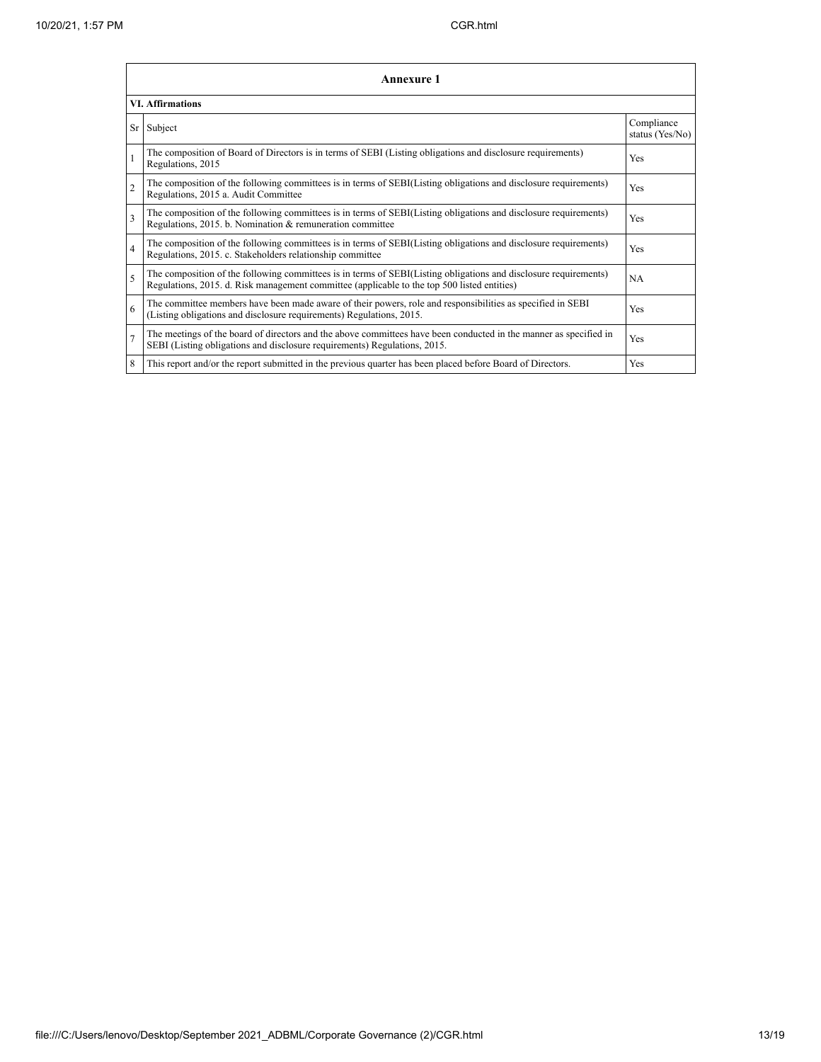## Annexure 1

### VI. Affirmations

| Sr | Subject | Compliance status (Yes/No) |
|---|---|---|
| 1 | The composition of Board of Directors is in terms of SEBI (Listing obligations and disclosure requirements) Regulations, 2015 | Yes |
| 2 | The composition of the following committees is in terms of SEBI(Listing obligations and disclosure requirements) Regulations, 2015 a. Audit Committee | Yes |
| 3 | The composition of the following committees is in terms of SEBI(Listing obligations and disclosure requirements) Regulations, 2015. b. Nomination & remuneration committee | Yes |
| 4 | The composition of the following committees is in terms of SEBI(Listing obligations and disclosure requirements) Regulations, 2015. c. Stakeholders relationship committee | Yes |
| 5 | The composition of the following committees is in terms of SEBI(Listing obligations and disclosure requirements) Regulations, 2015. d. Risk management committee (applicable to the top 500 listed entities) | NA |
| 6 | The committee members have been made aware of their powers, role and responsibilities as specified in SEBI (Listing obligations and disclosure requirements) Regulations, 2015. | Yes |
| 7 | The meetings of the board of directors and the above committees have been conducted in the manner as specified in SEBI (Listing obligations and disclosure requirements) Regulations, 2015. | Yes |
| 8 | This report and/or the report submitted in the previous quarter has been placed before Board of Directors. | Yes |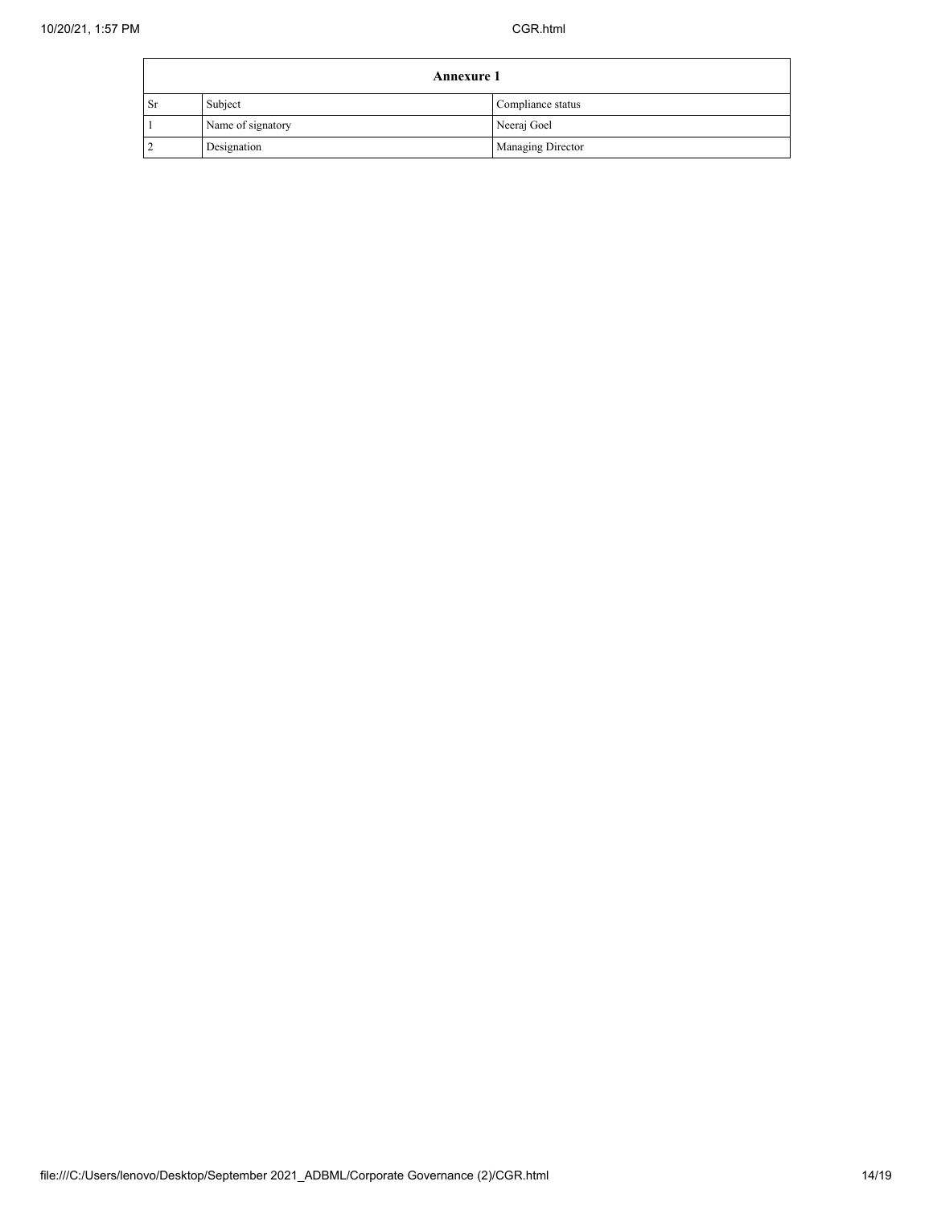| Annexure 1 | | |
|---|---|---|
| Sr | Subject | Compliance status |
| 1 | Name of signatory | Neeraj Goel |
| 2 | Designation | Managing Director |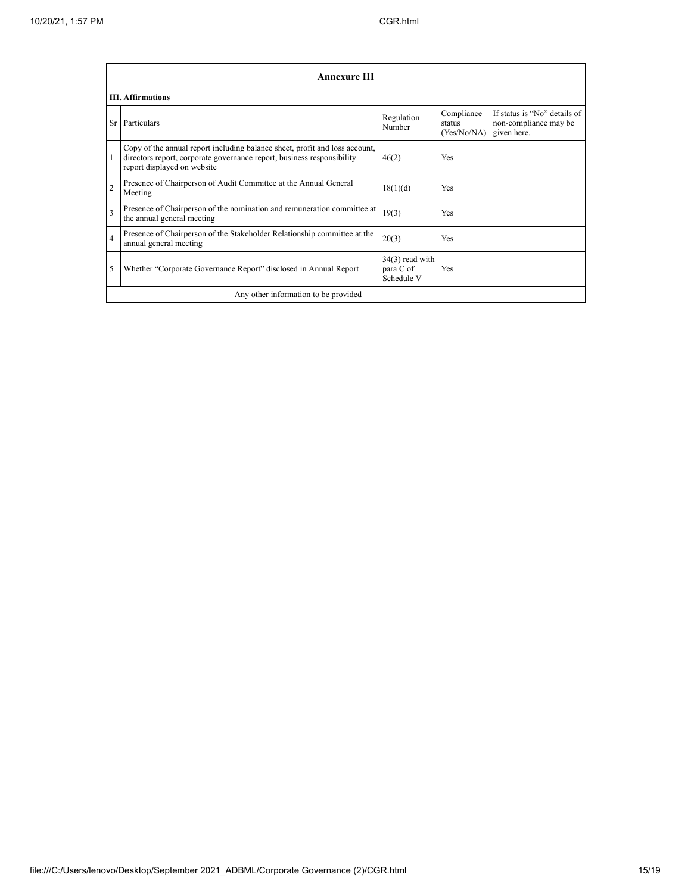## Annexure III

### III. Affirmations

| Sr | Particulars | Regulation Number | Compliance status (Yes/No/NA) | If status is "No" details of non-compliance may be given here. |
|---|---|---|---|---|
| 1 | Copy of the annual report including balance sheet, profit and loss account, directors report, corporate governance report, business responsibility report displayed on website | 46(2) | Yes | |
| 2 | Presence of Chairperson of Audit Committee at the Annual General Meeting | 18(1)(d) | Yes | |
| 3 | Presence of Chairperson of the nomination and remuneration committee at the annual general meeting | 19(3) | Yes | |
| 4 | Presence of Chairperson of the Stakeholder Relationship committee at the annual general meeting | 20(3) | Yes | |
| 5 | Whether "Corporate Governance Report" disclosed in Annual Report | 34(3) read with para C of Schedule V | Yes | |
| | Any other information to be provided | | | |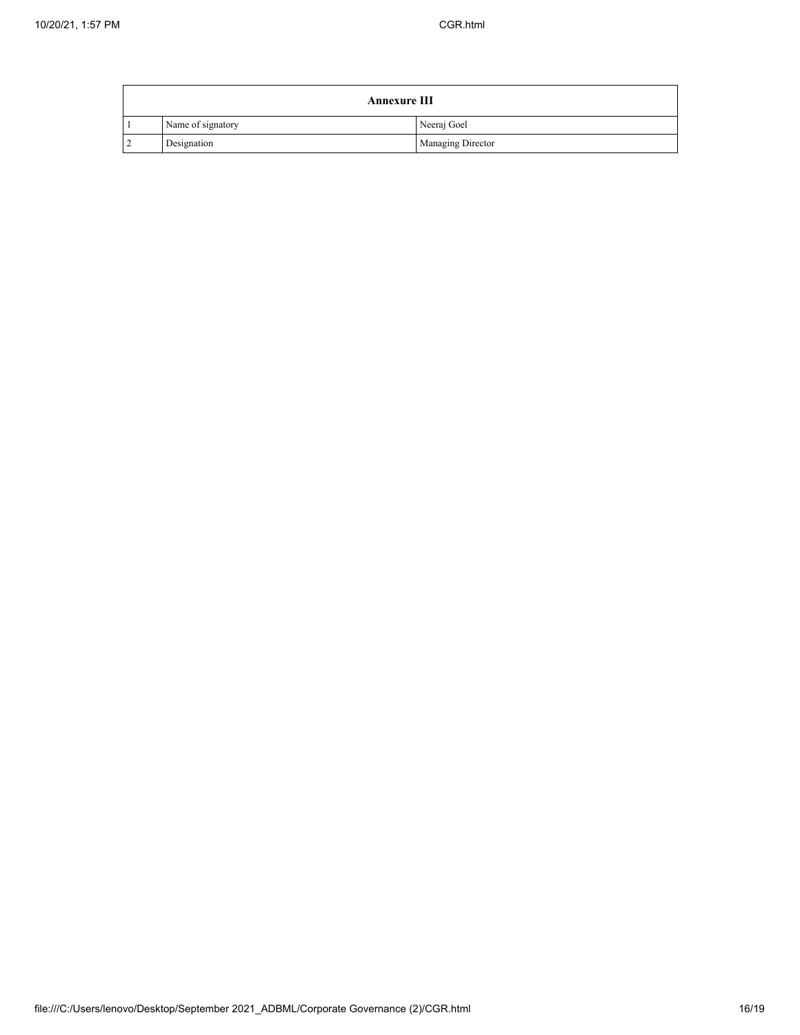| Annexure III | | |
|---|---|---|
| 1 | Name of signatory | Neeraj Goel |
| 2 | Designation | Managing Director |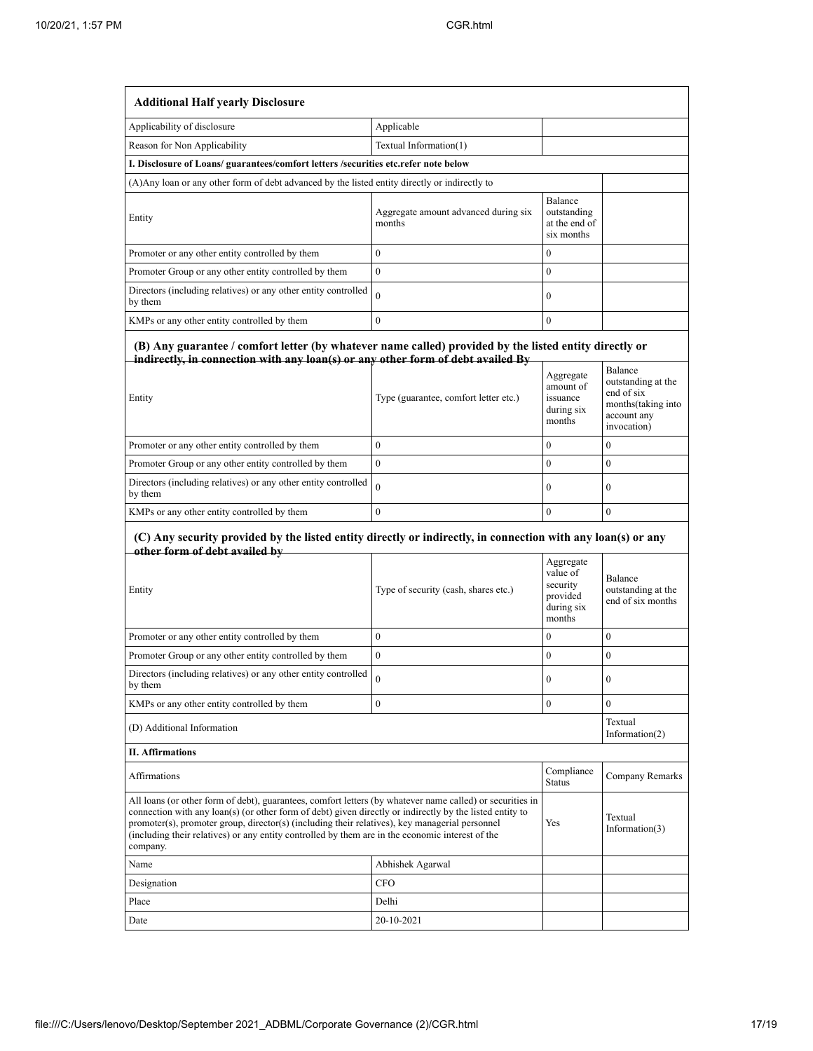| Additional Half yearly Disclosure | | | |
|---|---|---|---|
| Applicability of disclosure | Applicable | | |
| Reason for Non Applicability | Textual Information(1) | | |
| **I. Disclosure of Loans/ guarantees/comfort letters /securities etc.refer note below** | | | |
| (A)Any loan or any other form of debt advanced by the listed entity directly or indirectly to | | | |
| Entity | Aggregate amount advanced during six months | Balance outstanding at the end of six months | |
| Promoter or any other entity controlled by them | 0 | 0 | |
| Promoter Group or any other entity controlled by them | 0 | 0 | |
| Directors (including relatives) or any other entity controlled by them | 0 | 0 | |
| KMPs or any other entity controlled by them | 0 | 0 | |
| **(B) Any guarantee / comfort letter (by whatever name called) provided by the listed entity directly or indirectly, in connection with any loan(s) or any other form of debt availed By** | | | |
| Entity | Type (guarantee, comfort letter etc.) | Aggregate amount of issuance during six months | Balance outstanding at the end of six months(taking into account any invocation) |
| Promoter or any other entity controlled by them | 0 | 0 | 0 |
| Promoter Group or any other entity controlled by them | 0 | 0 | 0 |
| Directors (including relatives) or any other entity controlled by them | 0 | 0 | 0 |
| KMPs or any other entity controlled by them | 0 | 0 | 0 |
| **(C) Any security provided by the listed entity directly or indirectly, in connection with any loan(s) or any other form of debt availed by** | | | |
| Entity | Type of security (cash, shares etc.) | Aggregate value of security provided during six months | Balance outstanding at the end of six months |
| Promoter or any other entity controlled by them | 0 | 0 | 0 |
| Promoter Group or any other entity controlled by them | 0 | 0 | 0 |
| Directors (including relatives) or any other entity controlled by them | 0 | 0 | 0 |
| KMPs or any other entity controlled by them | 0 | 0 | 0 |
| (D) Additional Information | | | Textual Information(2) |
| **II. Affirmations** | | | |
| Affirmations | | Compliance Status | Company Remarks |
| All loans (or other form of debt), guarantees, comfort letters (by whatever name called) or securities in connection with any loan(s) (or other form of debt) given directly or indirectly by the listed entity to promoter(s), promoter group, director(s) (including their relatives), key managerial personnel (including their relatives) or any entity controlled by them are in the economic interest of the company. | | Yes | Textual Information(3) |
| Name | Abhishek Agarwal | | |
| Designation | CFO | | |
| Place | Delhi | | |
| Date | 20-10-2021 | | |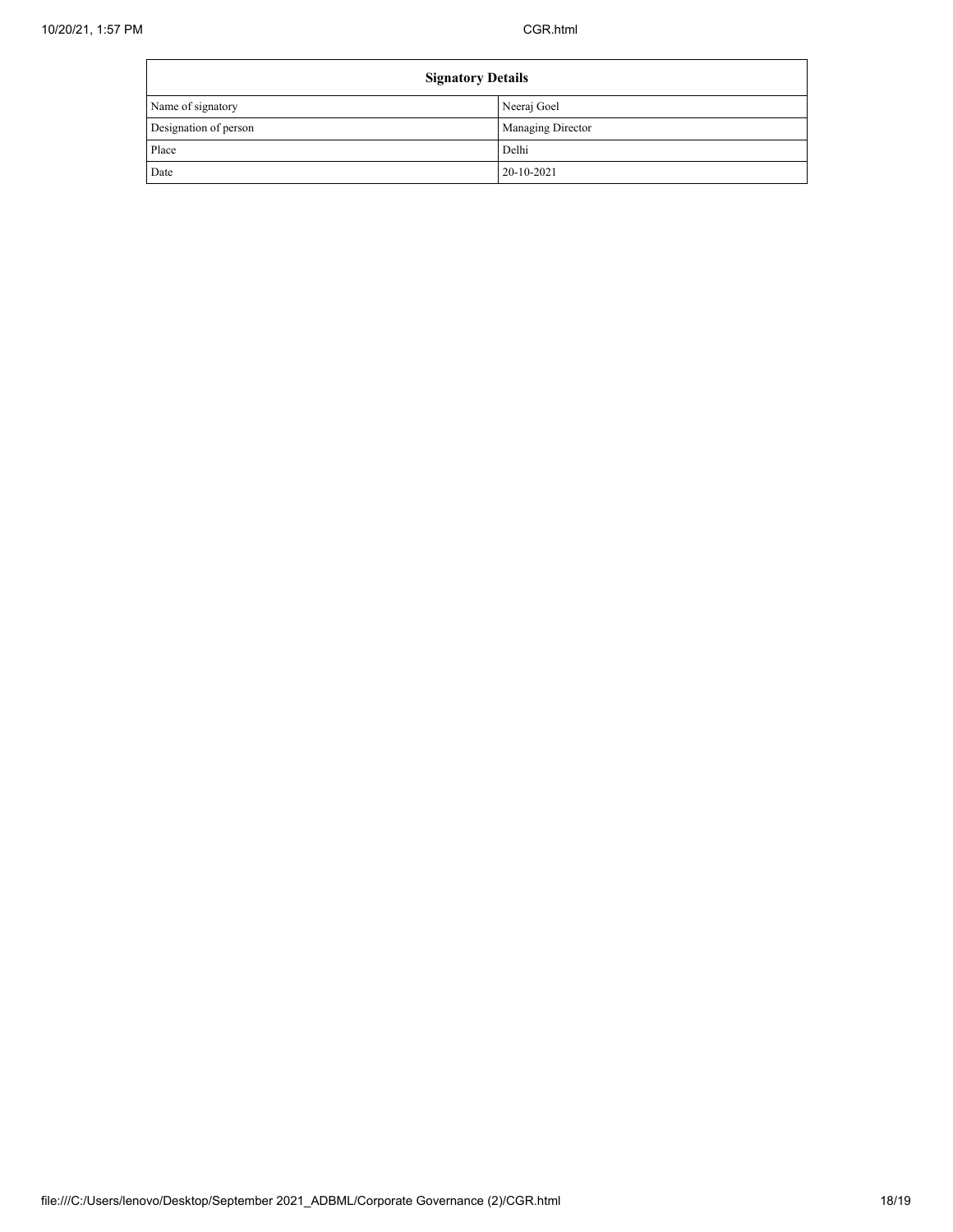| Signatory Details | |
| --- | --- |
| Name of signatory | Neeraj Goel |
| Designation of person | Managing Director |
| Place | Delhi |
| Date | 20-10-2021 |